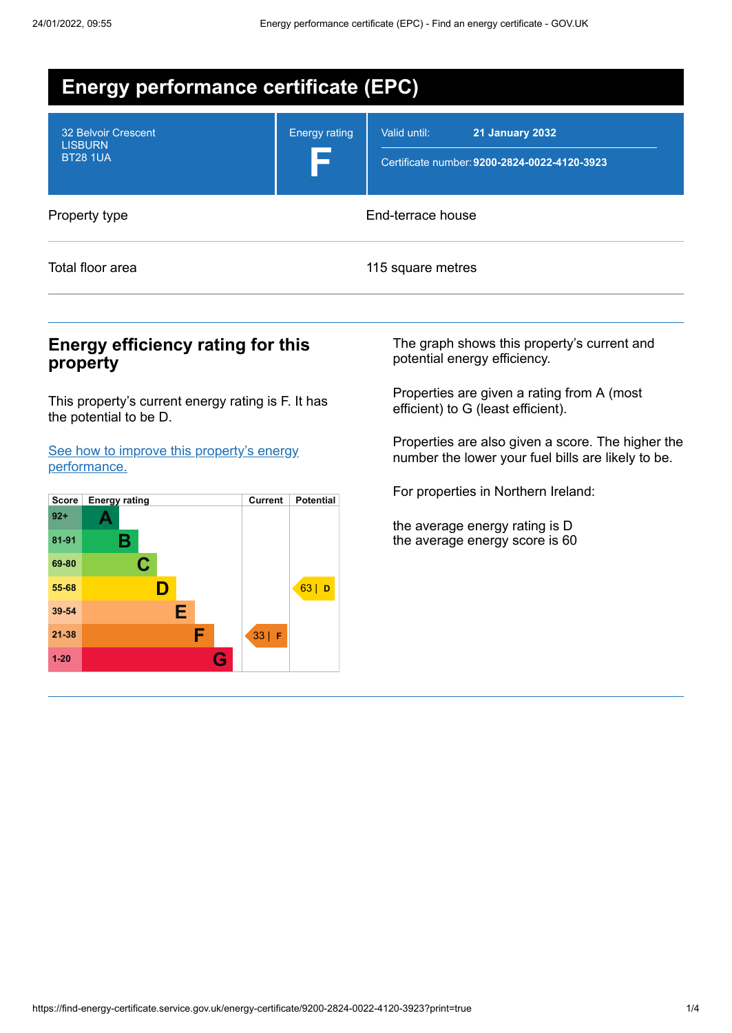# Energy performance certificate (EPC)

| | | |
|---|---|---|
| 32 Belvoir Crescent<br>LISBURN<br>BT28 1UA | Energy rating<br>**F** | Valid until: **21 January 2032**<br>Certificate number: **9200-2824-0022-4120-3923** |

| | |
|---|---|
| Property type | End-terrace house |
| Total floor area | 115 square metres |

## Energy efficiency rating for this property

This property's current energy rating is F. It has the potential to be D.

[See how to improve this property's energy performance.](#)

| Score | Energy rating | Current | Potential |
|---|---|---|---|
| 92+ | A | | |
| 81-91 | B | | |
| 69-80 | C | | |
| 55-68 | D | | 63 \| D |
| 39-54 | E | | |
| 21-38 | F | 33 \| F | |
| 1-20 | G | | |

The graph shows this property's current and potential energy efficiency.

Properties are given a rating from A (most efficient) to G (least efficient).

Properties are also given a score. The higher the number the lower your fuel bills are likely to be.

For properties in Northern Ireland:

the average energy rating is D
the average energy score is 60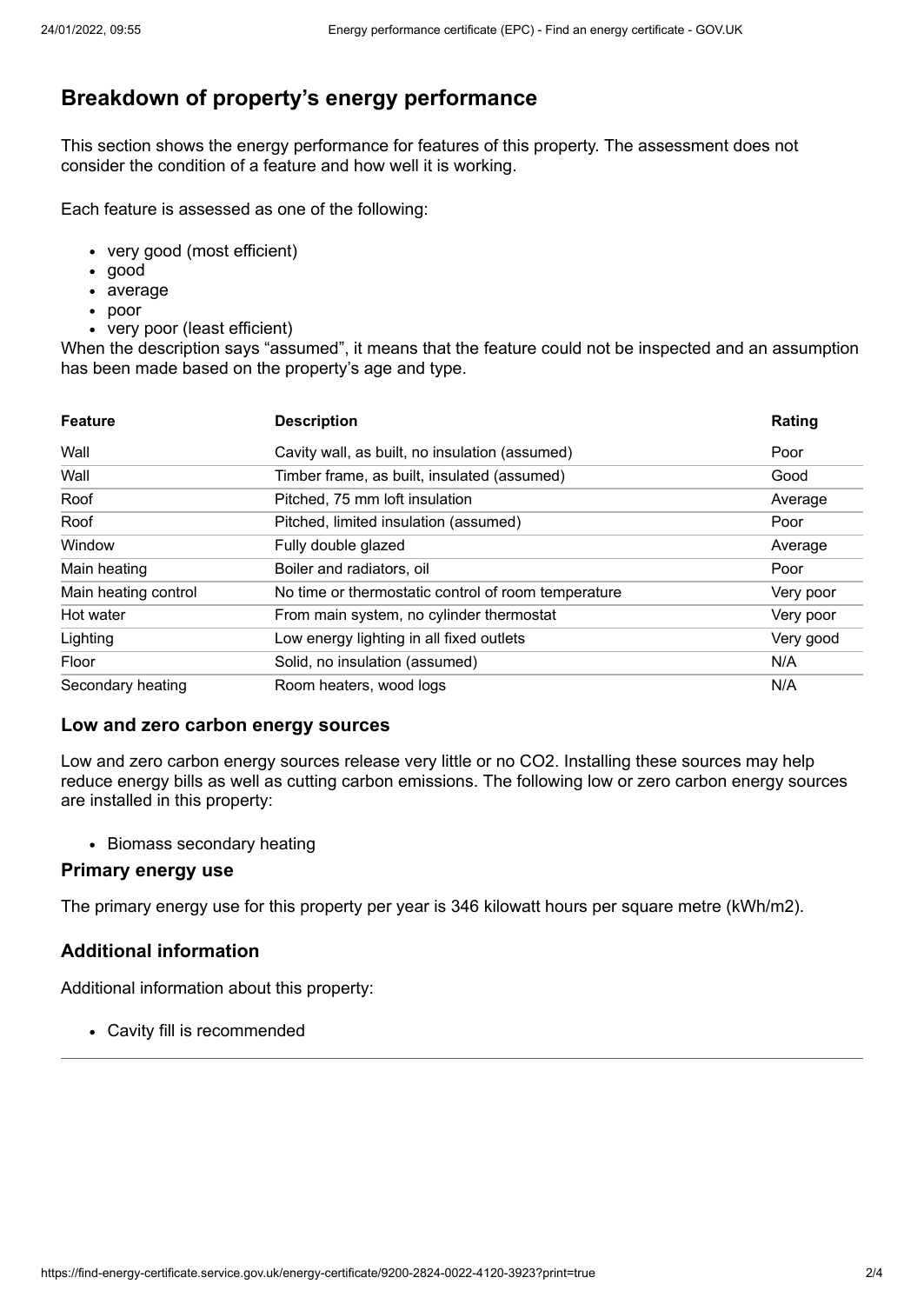## Breakdown of property's energy performance

This section shows the energy performance for features of this property. The assessment does not consider the condition of a feature and how well it is working.

Each feature is assessed as one of the following:

- very good (most efficient)
- good
- average
- poor
- very poor (least efficient)

When the description says "assumed", it means that the feature could not be inspected and an assumption has been made based on the property's age and type.

| Feature | Description | Rating |
|---|---|---|
| Wall | Cavity wall, as built, no insulation (assumed) | Poor |
| Wall | Timber frame, as built, insulated (assumed) | Good |
| Roof | Pitched, 75 mm loft insulation | Average |
| Roof | Pitched, limited insulation (assumed) | Poor |
| Window | Fully double glazed | Average |
| Main heating | Boiler and radiators, oil | Poor |
| Main heating control | No time or thermostatic control of room temperature | Very poor |
| Hot water | From main system, no cylinder thermostat | Very poor |
| Lighting | Low energy lighting in all fixed outlets | Very good |
| Floor | Solid, no insulation (assumed) | N/A |
| Secondary heating | Room heaters, wood logs | N/A |

### Low and zero carbon energy sources

Low and zero carbon energy sources release very little or no $CO_2$. Installing these sources may help reduce energy bills as well as cutting carbon emissions. The following low or zero carbon energy sources are installed in this property:

- Biomass secondary heating

### Primary energy use

The primary energy use for this property per year is 346 kilowatt hours per square metre (kWh/m2).

### Additional information

Additional information about this property:

- Cavity fill is recommended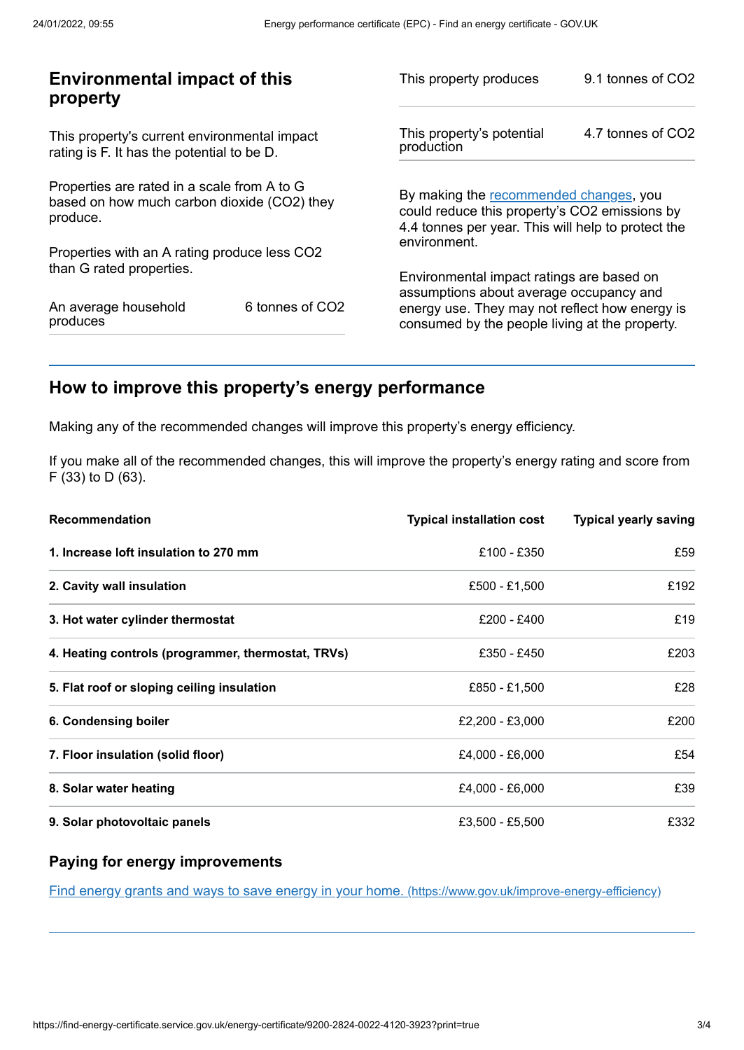## Environmental impact of this property

This property's current environmental impact rating is F. It has the potential to be D.

Properties are rated in a scale from A to G based on how much carbon dioxide ($CO_2$) they produce.

Properties with an A rating produce less $CO_2$ than G rated properties.

| | |
|---|---|
| An average household produces | 6 tonnes of $CO_2$ |

| | |
|---|---|
| This property produces | 9.1 tonnes of $CO_2$ |
| This property's potential production | 4.7 tonnes of $CO_2$ |

By making the recommended changes, you could reduce this property's $CO_2$ emissions by 4.4 tonnes per year. This will help to protect the environment.

Environmental impact ratings are based on assumptions about average occupancy and energy use. They may not reflect how energy is consumed by the people living at the property.

## How to improve this property's energy performance

Making any of the recommended changes will improve this property's energy efficiency.

If you make all of the recommended changes, this will improve the property's energy rating and score from F (33) to D (63).

| Recommendation | Typical installation cost | Typical yearly saving |
|---|---|---|
| **1. Increase loft insulation to 270 mm** | £100 - £350 | £59 |
| **2. Cavity wall insulation** | £500 - £1,500 | £192 |
| **3. Hot water cylinder thermostat** | £200 - £400 | £19 |
| **4. Heating controls (programmer, thermostat, TRVs)** | £350 - £450 | £203 |
| **5. Flat roof or sloping ceiling insulation** | £850 - £1,500 | £28 |
| **6. Condensing boiler** | £2,200 - £3,000 | £200 |
| **7. Floor insulation (solid floor)** | £4,000 - £6,000 | £54 |
| **8. Solar water heating** | £4,000 - £6,000 | £39 |
| **9. Solar photovoltaic panels** | £3,500 - £5,500 | £332 |

### Paying for energy improvements

[Find energy grants and ways to save energy in your home. (https://www.gov.uk/improve-energy-efficiency)](https://www.gov.uk/improve-energy-efficiency)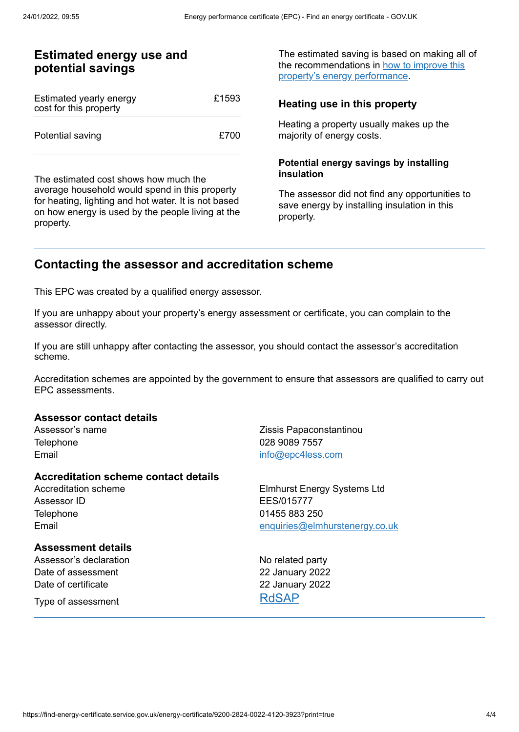## Estimated energy use and potential savings

| | |
|---|---|
| Estimated yearly energy cost for this property | £1593 |
| Potential saving | £700 |

The estimated cost shows how much the average household would spend in this property for heating, lighting and hot water. It is not based on how energy is used by the people living at the property.

The estimated saving is based on making all of the recommendations in how to improve this property's energy performance.

### Heating use in this property

Heating a property usually makes up the majority of energy costs.

#### Potential energy savings by installing insulation

The assessor did not find any opportunities to save energy by installing insulation in this property.

## Contacting the assessor and accreditation scheme

This EPC was created by a qualified energy assessor.

If you are unhappy about your property's energy assessment or certificate, you can complain to the assessor directly.

If you are still unhappy after contacting the assessor, you should contact the assessor's accreditation scheme.

Accreditation schemes are appointed by the government to ensure that assessors are qualified to carry out EPC assessments.

### Assessor contact details

| | |
|---|---|
| Assessor's name | Zissis Papaconstantinou |
| Telephone | 028 9089 7557 |
| Email | info@epc4less.com |

### Accreditation scheme contact details

| | |
|---|---|
| Accreditation scheme | Elmhurst Energy Systems Ltd |
| Assessor ID | EES/015777 |
| Telephone | 01455 883 250 |
| Email | enquiries@elmhurstenergy.co.uk |

### Assessment details

| | |
|---|---|
| Assessor's declaration | No related party |
| Date of assessment | 22 January 2022 |
| Date of certificate | 22 January 2022 |
| Type of assessment | RdSAP |